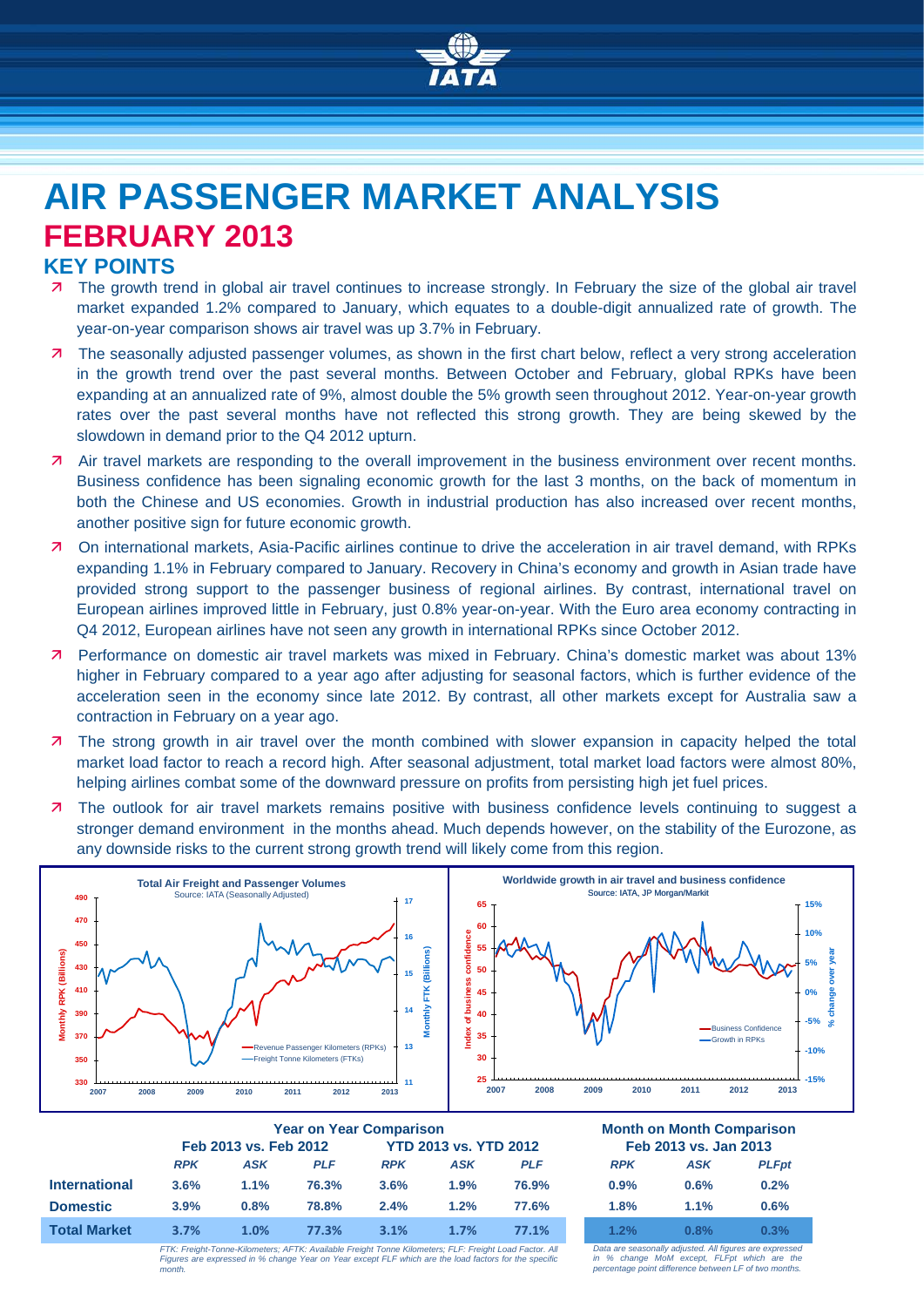# AIR PASSENGER MARKET ANALYSIS

## FEBRUARY 2013

### KEY POINTS

- The growth trend in global air travel continues to increase strongly. In February the size of the global air travel market expanded 1.2% compared to January, which equates to a double-digit annualized rate of growth. The year-on-year comparison shows air travel was up 3.7% in February.
- The seasonally adjusted passenger volumes, as shown in the first chart below, reflect a very strong acceleration in the growth trend over the past several months. Between October and February, global RPKs have been expanding at an annualized rate of 9%, almost double the 5% growth seen throughout 2012. Year-on-year growth rates over the past several months have not reflected this strong growth. They are being skewed by the slowdown in demand prior to the Q4 2012 upturn.
- Air travel markets are responding to the overall improvement in the business environment over recent months. Business confidence has been signaling economic growth for the last 3 months, on the back of momentum in both the Chinese and US economies. Growth in industrial production has also increased over recent months, another positive sign for future economic growth.
- On international markets, Asia-Pacific airlines continue to drive the acceleration in air travel demand, with RPKs expanding 1.1% in February compared to January. Recovery in China's economy and growth in Asian trade have provided strong support to the passenger business of regional airlines. By contrast, international travel on European airlines improved little in February, just 0.8% year-on-year. With the Euro area economy contracting in Q4 2012, European airlines have not seen any growth in international RPKs since October 2012.
- Performance on domestic air travel markets was mixed in February. China's domestic market was about 13% higher in February compared to a year ago after adjusting for seasonal factors, which is further evidence of the acceleration seen in the economy since late 2012. By contrast, all other markets except for Australia saw a contraction in February on a year ago.
- The strong growth in air travel over the month combined with slower expansion in capacity helped the total market load factor to reach a record high. After seasonal adjustment, total market load factors were almost 80%, helping airlines combat some of the downward pressure on profits from persisting high jet fuel prices.
- The outlook for air travel markets remains positive with business confidence levels continuing to suggest a stronger demand environment in the months ahead. Much depends however, on the stability of the Eurozone, as any downside risks to the current strong growth trend will likely come from this region.

**Total Air Freight and Passenger Volumes**
Source: IATA (Seasonally Adjusted)

**Worldwide growth in air travel and business confidence**
Source: IATA, JP Morgan/Markit

| | Year on Year Comparison | | | | | | Month on Month Comparison | | |
|---|---|---|---|---|---|---|---|---|---|
| | Feb 2013 vs. Feb 2012 | | | YTD 2013 vs. YTD 2012 | | | Feb 2013 vs. Jan 2013 | | |
| | *RPK* | *ASK* | *PLF* | *RPK* | *ASK* | *PLF* | *RPK* | *ASK* | *PLFpt* |
| **International** | 3.6% | 1.1% | 76.3% | 3.6% | 1.9% | 76.9% | 0.9% | 0.6% | 0.2% |
| **Domestic** | 3.9% | 0.8% | 78.8% | 2.4% | 1.2% | 77.6% | 1.8% | 1.1% | 0.6% |
| **Total Market** | 3.7% | 1.0% | 77.3% | 3.1% | 1.7% | 77.1% | 1.2% | 0.8% | 0.3% |

*FTK: Freight-Tonne-Kilometers; AFTK: Available Freight Tonne Kilometers; FLF: Freight Load Factor. All Figures are expressed in % change Year on Year except FLF which are the load factors for the specific month.*

*Data are seasonally adjusted. All figures are expressed in % change MoM except, FLFpt which are the percentage point difference between LF of two months.*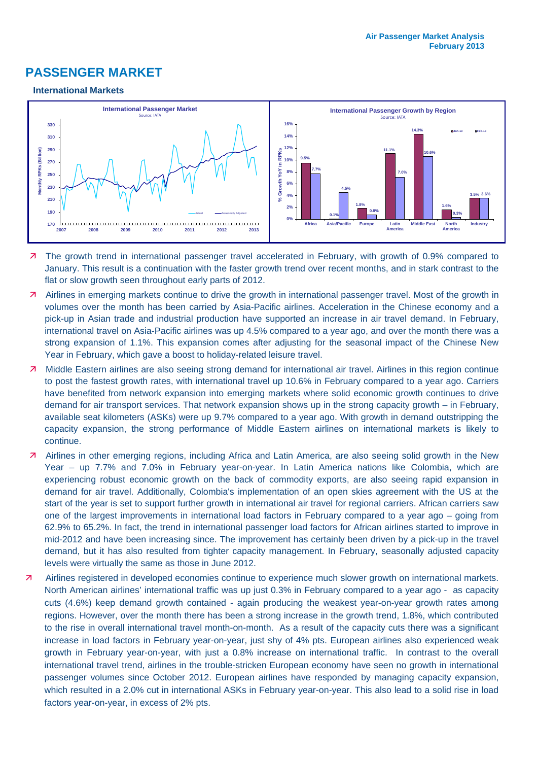# PASSENGER MARKET

### International Markets

**International Passenger Market**
Source: IATA

**International Passenger Growth by Region**
Source: IATA

| Region | Jan-13 | Feb-13 |
|---|---|---|
| Africa | 9.5% | 7.7% |
| Asia/Pacific | 0.1% | 4.5% |
| Europe | 1.8% | 0.8% |
| Latin America | 11.1% | 7.0% |
| Middle East | 14.3% | 10.6% |
| North America | 1.6% | 0.3% |
| Industry | 3.5% | 3.6% |

- The growth trend in international passenger travel accelerated in February, with growth of 0.9% compared to January. This result is a continuation with the faster growth trend over recent months, and in stark contrast to the flat or slow growth seen throughout early parts of 2012.
- Airlines in emerging markets continue to drive the growth in international passenger travel. Most of the growth in volumes over the month has been carried by Asia-Pacific airlines. Acceleration in the Chinese economy and a pick-up in Asian trade and industrial production have supported an increase in air travel demand. In February, international travel on Asia-Pacific airlines was up 4.5% compared to a year ago, and over the month there was a strong expansion of 1.1%. This expansion comes after adjusting for the seasonal impact of the Chinese New Year in February, which gave a boost to holiday-related leisure travel.
- Middle Eastern airlines are also seeing strong demand for international air travel. Airlines in this region continue to post the fastest growth rates, with international travel up 10.6% in February compared to a year ago. Carriers have benefited from network expansion into emerging markets where solid economic growth continues to drive demand for air transport services. That network expansion shows up in the strong capacity growth – in February, available seat kilometers (ASKs) were up 9.7% compared to a year ago. With growth in demand outstripping the capacity expansion, the strong performance of Middle Eastern airlines on international markets is likely to continue.
- Airlines in other emerging regions, including Africa and Latin America, are also seeing solid growth in the New Year – up 7.7% and 7.0% in February year-on-year. In Latin America nations like Colombia, which are experiencing robust economic growth on the back of commodity exports, are also seeing rapid expansion in demand for air travel. Additionally, Colombia's implementation of an open skies agreement with the US at the start of the year is set to support further growth in international air travel for regional carriers. African carriers saw one of the largest improvements in international load factors in February compared to a year ago – going from 62.9% to 65.2%. In fact, the trend in international passenger load factors for African airlines started to improve in mid-2012 and have been increasing since. The improvement has certainly been driven by a pick-up in the travel demand, but it has also resulted from tighter capacity management. In February, seasonally adjusted capacity levels were virtually the same as those in June 2012.
- Airlines registered in developed economies continue to experience much slower growth on international markets. North American airlines' international traffic was up just 0.3% in February compared to a year ago - as capacity cuts (4.6%) keep demand growth contained - again producing the weakest year-on-year growth rates among regions. However, over the month there has been a strong increase in the growth trend, 1.8%, which contributed to the rise in overall international travel month-on-month. As a result of the capacity cuts there was a significant increase in load factors in February year-on-year, just shy of 4% pts. European airlines also experienced weak growth in February year-on-year, with just a 0.8% increase on international traffic. In contrast to the overall international travel trend, airlines in the trouble-stricken European economy have seen no growth in international passenger volumes since October 2012. European airlines have responded by managing capacity expansion, which resulted in a 2.0% cut in international ASKs in February year-on-year. This also lead to a solid rise in load factors year-on-year, in excess of 2% pts.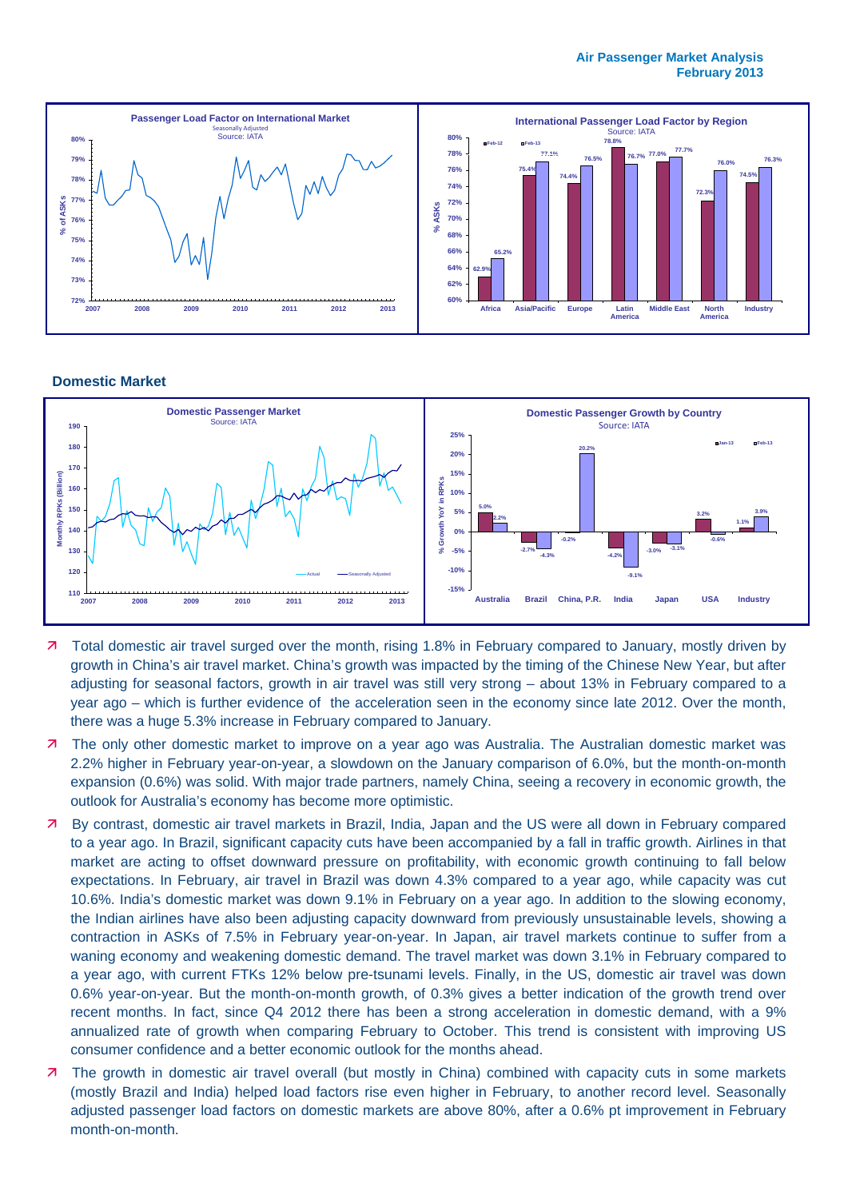## Domestic Market

- Total domestic air travel surged over the month, rising 1.8% in February compared to January, mostly driven by growth in China's air travel market. China's growth was impacted by the timing of the Chinese New Year, but after adjusting for seasonal factors, growth in air travel was still very strong – about 13% in February compared to a year ago – which is further evidence of the acceleration seen in the economy since late 2012. Over the month, there was a huge 5.3% increase in February compared to January.
- The only other domestic market to improve on a year ago was Australia. The Australian domestic market was 2.2% higher in February year-on-year, a slowdown on the January comparison of 6.0%, but the month-on-month expansion (0.6%) was solid. With major trade partners, namely China, seeing a recovery in economic growth, the outlook for Australia's economy has become more optimistic.
- By contrast, domestic air travel markets in Brazil, India, Japan and the US were all down in February compared to a year ago. In Brazil, significant capacity cuts have been accompanied by a fall in traffic growth. Airlines in that market are acting to offset downward pressure on profitability, with economic growth continuing to fall below expectations. In February, air travel in Brazil was down 4.3% compared to a year ago, while capacity was cut 10.6%. India's domestic market was down 9.1% in February on a year ago. In addition to the slowing economy, the Indian airlines have also been adjusting capacity downward from previously unsustainable levels, showing a contraction in ASKs of 7.5% in February year-on-year. In Japan, air travel markets continue to suffer from a waning economy and weakening domestic demand. The travel market was down 3.1% in February compared to a year ago, with current FTKs 12% below pre-tsunami levels. Finally, in the US, domestic air travel was down 0.6% year-on-year. But the month-on-month growth, of 0.3% gives a better indication of the growth trend over recent months. In fact, since Q4 2012 there has been a strong acceleration in domestic demand, with a 9% annualized rate of growth when comparing February to October. This trend is consistent with improving US consumer confidence and a better economic outlook for the months ahead.
- The growth in domestic air travel overall (but mostly in China) combined with capacity cuts in some markets (mostly Brazil and India) helped load factors rise even higher in February, to another record level. Seasonally adjusted passenger load factors on domestic markets are above 80%, after a 0.6% pt improvement in February month-on-month.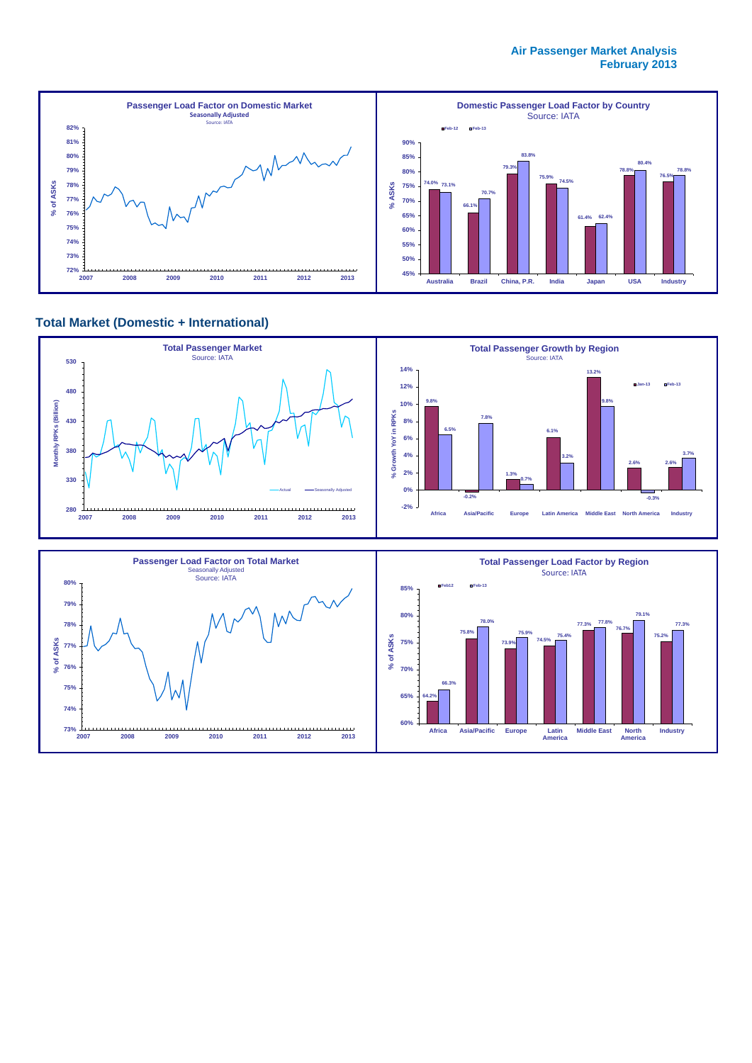## Air Passenger Market Analysis
## February 2013

### Passenger Load Factor on Domestic Market
Seasonally Adjusted
Source: IATA

### Domestic Passenger Load Factor by Country
Source: IATA

| | Feb-12 | Feb-13 |
|---|---|---|
| Australia | 74.0% | 73.1% |
| Brazil | 66.1% | 70.7% |
| China, P.R. | 79.3% | 83.8% |
| India | 75.9% | 74.5% |
| Japan | 61.4% | 62.4% |
| USA | 78.8% | 80.4% |
| Industry | 76.5% | 78.8% |

## Total Market (Domestic + International)

### Total Passenger Market
Source: IATA

### Total Passenger Growth by Region
Source: IATA

| | Jan-13 | Feb-13 |
|---|---|---|
| Africa | 9.8% | 6.5% |
| Asia/Pacific | -0.2% | 7.8% |
| Europe | 1.3% | 0.7% |
| Latin America | 6.1% | 3.2% |
| Middle East | 13.2% | 9.8% |
| North America | 2.6% | -0.3% |
| Industry | 2.6% | 3.7% |

### Passenger Load Factor on Total Market
Seasonally Adjusted
Source: IATA

### Total Passenger Load Factor by Region
Source: IATA

| | Feb12 | Feb-13 |
|---|---|---|
| Africa | 64.2% | 66.3% |
| Asia/Pacific | 75.8% | 78.0% |
| Europe | 73.9% | 75.9% |
| Latin America | 74.5% | 75.4% |
| Middle East | 77.3% | 77.8% |
| North America | 76.7% | 79.1% |
| Industry | 75.2% | 77.3% |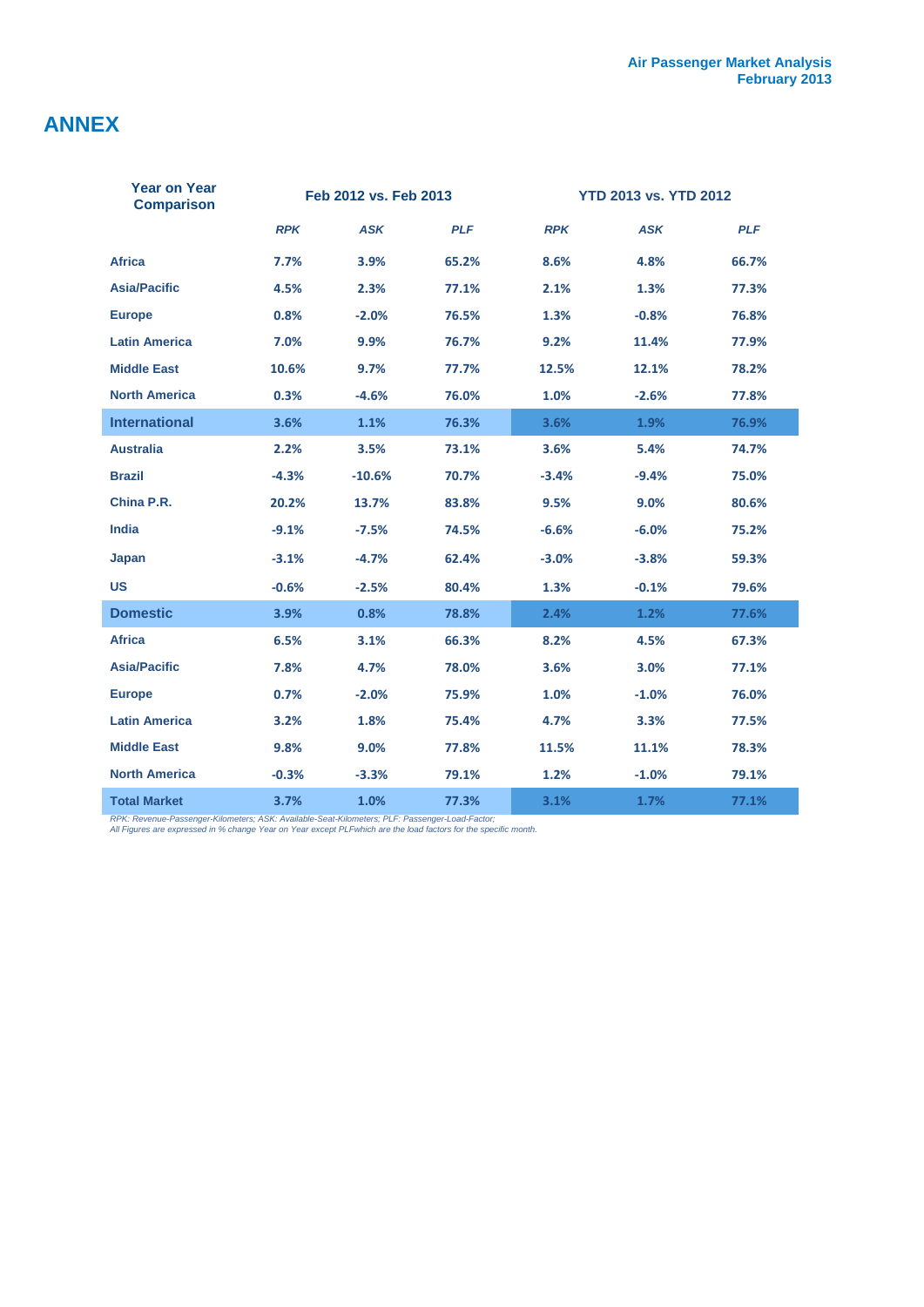# ANNEX

| Year on Year Comparison | Feb 2012 vs. Feb 2013 | | | YTD 2013 vs. YTD 2012 | | |
|---|---|---|---|---|---|---|
| | *RPK* | *ASK* | *PLF* | *RPK* | *ASK* | *PLF* |
| **Africa** | 7.7% | 3.9% | 65.2% | 8.6% | 4.8% | 66.7% |
| **Asia/Pacific** | 4.5% | 2.3% | 77.1% | 2.1% | 1.3% | 77.3% |
| **Europe** | 0.8% | -2.0% | 76.5% | 1.3% | -0.8% | 76.8% |
| **Latin America** | 7.0% | 9.9% | 76.7% | 9.2% | 11.4% | 77.9% |
| **Middle East** | 10.6% | 9.7% | 77.7% | 12.5% | 12.1% | 78.2% |
| **North America** | 0.3% | -4.6% | 76.0% | 1.0% | -2.6% | 77.8% |
| **International** | 3.6% | 1.1% | 76.3% | 3.6% | 1.9% | 76.9% |
| **Australia** | 2.2% | 3.5% | 73.1% | 3.6% | 5.4% | 74.7% |
| **Brazil** | -4.3% | -10.6% | 70.7% | -3.4% | -9.4% | 75.0% |
| **China P.R.** | 20.2% | 13.7% | 83.8% | 9.5% | 9.0% | 80.6% |
| **India** | -9.1% | -7.5% | 74.5% | -6.6% | -6.0% | 75.2% |
| **Japan** | -3.1% | -4.7% | 62.4% | -3.0% | -3.8% | 59.3% |
| **US** | -0.6% | -2.5% | 80.4% | 1.3% | -0.1% | 79.6% |
| **Domestic** | 3.9% | 0.8% | 78.8% | 2.4% | 1.2% | 77.6% |
| **Africa** | 6.5% | 3.1% | 66.3% | 8.2% | 4.5% | 67.3% |
| **Asia/Pacific** | 7.8% | 4.7% | 78.0% | 3.6% | 3.0% | 77.1% |
| **Europe** | 0.7% | -2.0% | 75.9% | 1.0% | -1.0% | 76.0% |
| **Latin America** | 3.2% | 1.8% | 75.4% | 4.7% | 3.3% | 77.5% |
| **Middle East** | 9.8% | 9.0% | 77.8% | 11.5% | 11.1% | 78.3% |
| **North America** | -0.3% | -3.3% | 79.1% | 1.2% | -1.0% | 79.1% |
| **Total Market** | 3.7% | 1.0% | 77.3% | 3.1% | 1.7% | 77.1% |

*RPK: Revenue-Passenger-Kilometers; ASK: Available-Seat-Kilometers; PLF: Passenger-Load-Factor;*
*All Figures are expressed in % change Year on Year except PLFwhich are the load factors for the specific month.*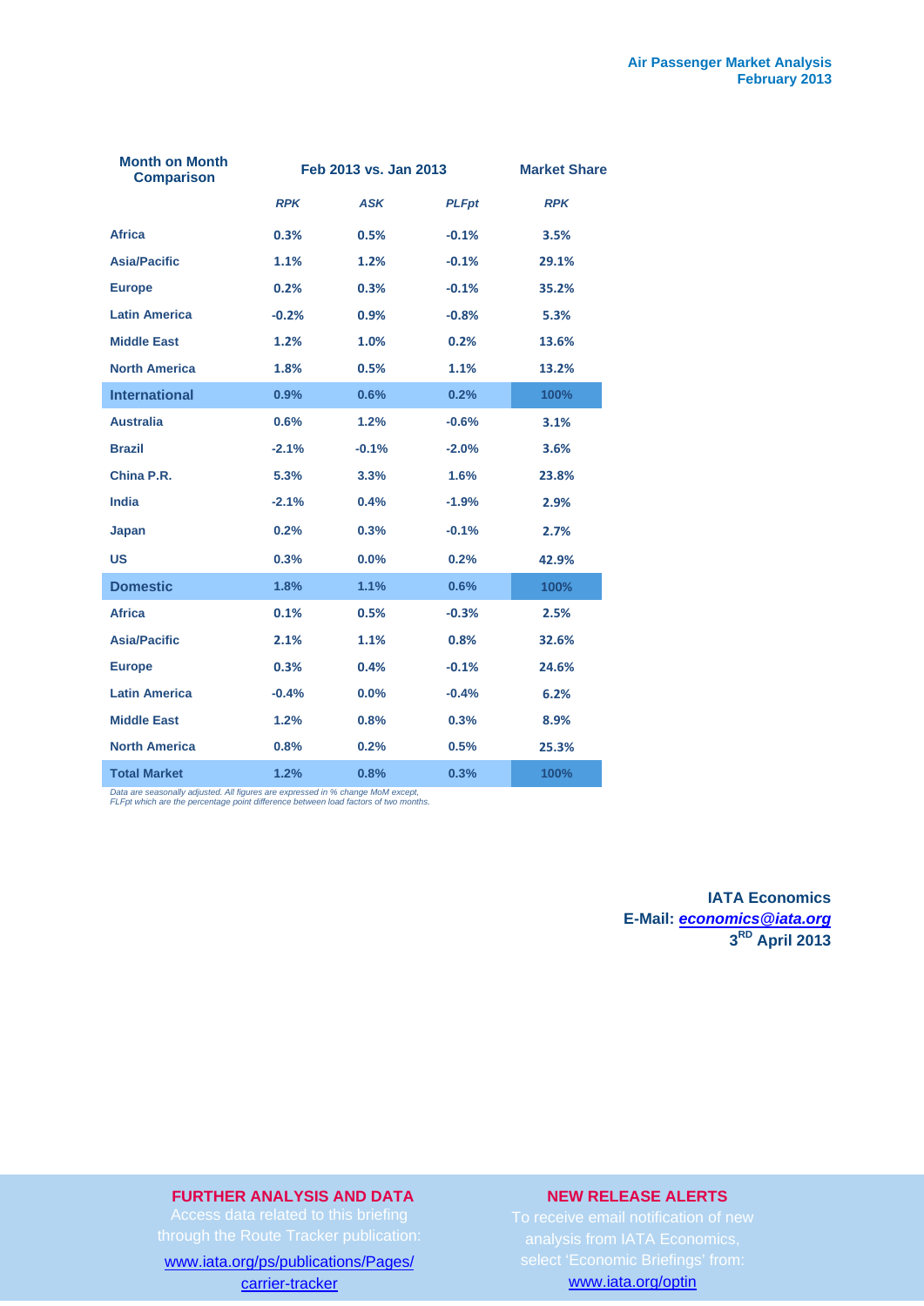| Month on Month Comparison | Feb 2013 vs. Jan 2013 | | | Market Share |
|---|---|---|---|---|
| | *RPK* | *ASK* | *PLFpt* | *RPK* |
| **Africa** | 0.3% | 0.5% | -0.1% | 3.5% |
| **Asia/Pacific** | 1.1% | 1.2% | -0.1% | 29.1% |
| **Europe** | 0.2% | 0.3% | -0.1% | 35.2% |
| **Latin America** | -0.2% | 0.9% | -0.8% | 5.3% |
| **Middle East** | 1.2% | 1.0% | 0.2% | 13.6% |
| **North America** | 1.8% | 0.5% | 1.1% | 13.2% |
| **International** | 0.9% | 0.6% | 0.2% | 100% |
| **Australia** | 0.6% | 1.2% | -0.6% | 3.1% |
| **Brazil** | -2.1% | -0.1% | -2.0% | 3.6% |
| **China P.R.** | 5.3% | 3.3% | 1.6% | 23.8% |
| **India** | -2.1% | 0.4% | -1.9% | 2.9% |
| **Japan** | 0.2% | 0.3% | -0.1% | 2.7% |
| **US** | 0.3% | 0.0% | 0.2% | 42.9% |
| **Domestic** | 1.8% | 1.1% | 0.6% | 100% |
| **Africa** | 0.1% | 0.5% | -0.3% | 2.5% |
| **Asia/Pacific** | 2.1% | 1.1% | 0.8% | 32.6% |
| **Europe** | 0.3% | 0.4% | -0.1% | 24.6% |
| **Latin America** | -0.4% | 0.0% | -0.4% | 6.2% |
| **Middle East** | 1.2% | 0.8% | 0.3% | 8.9% |
| **North America** | 0.8% | 0.2% | 0.5% | 25.3% |
| **Total Market** | 1.2% | 0.8% | 0.3% | 100% |

*Data are seasonally adjusted. All figures are expressed in % change MoM except, FLFpt which are the percentage point difference between load factors of two months.*

**IATA Economics**
**E-Mail: *economics@iata.org***
**3RD April 2013**

**FURTHER ANALYSIS AND DATA**

Access data related to this briefing through the Route Tracker publication:

www.iata.org/ps/publications/Pages/carrier-tracker

**NEW RELEASE ALERTS**

To receive email notification of new analysis from IATA Economics, select 'Economic Briefings' from:

www.iata.org/optin